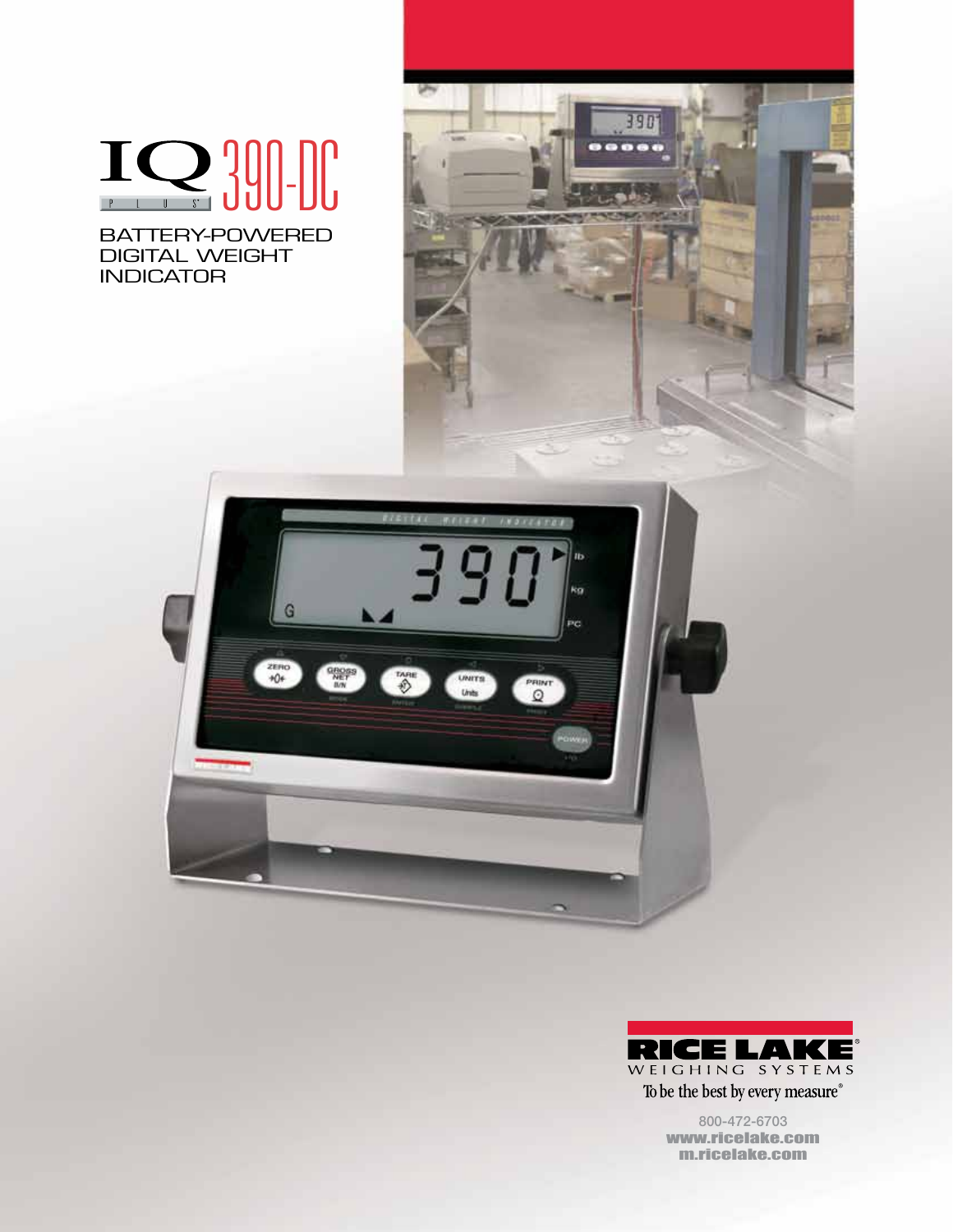# IQ PLUS® 390-DC

BATTERY-POWERED DIGITAL WEIGHT INDICATOR

RICE LAKE® WEIGHING SYSTEMS

To be the best by every measure®

800-472-6703
www.ricelake.com
m.ricelake.com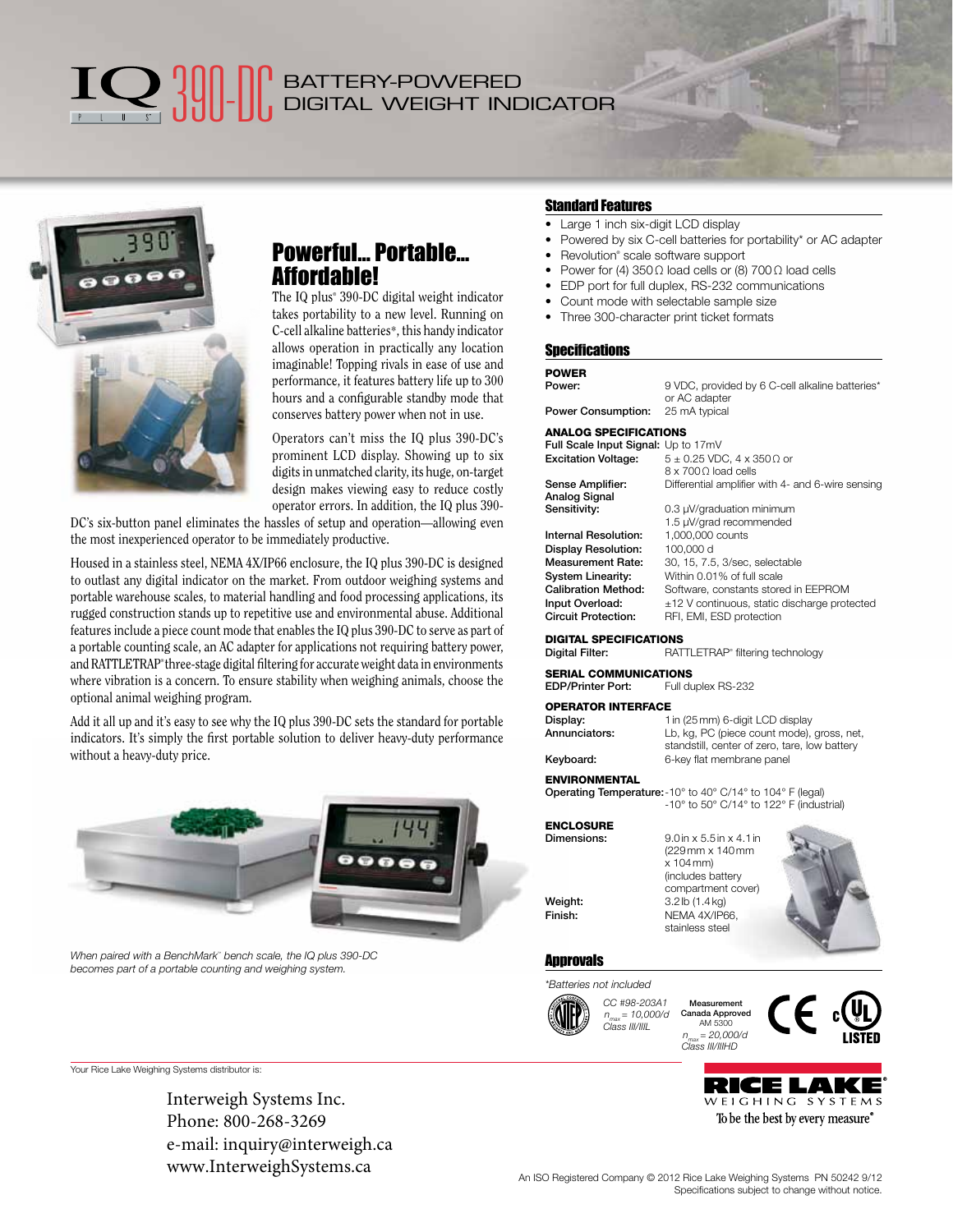# IQ plus 390-DC BATTERY-POWERED DIGITAL WEIGHT INDICATOR

## Powerful... Portable... Affordable!

The IQ plus® 390-DC digital weight indicator takes portability to a new level. Running on C-cell alkaline batteries*, this handy indicator allows operation in practically any location imaginable! Topping rivals in ease of use and performance, it features battery life up to 300 hours and a configurable standby mode that conserves battery power when not in use.

Operators can't miss the IQ plus 390-DC's prominent LCD display. Showing up to six digits in unmatched clarity, its huge, on-target design makes viewing easy to reduce costly operator errors. In addition, the IQ plus 390-DC's six-button panel eliminates the hassles of setup and operation—allowing even the most inexperienced operator to be immediately productive.

Housed in a stainless steel, NEMA 4X/IP66 enclosure, the IQ plus 390-DC is designed to outlast any digital indicator on the market. From outdoor weighing systems and portable warehouse scales, to material handling and food processing applications, its rugged construction stands up to repetitive use and environmental abuse. Additional features include a piece count mode that enables the IQ plus 390-DC to serve as part of a portable counting scale, an AC adapter for applications not requiring battery power, and RATTLETRAP® three-stage digital filtering for accurate weight data in environments where vibration is a concern. To ensure stability when weighing animals, choose the optional animal weighing program.

Add it all up and it's easy to see why the IQ plus 390-DC sets the standard for portable indicators. It's simply the first portable solution to deliver heavy-duty performance without a heavy-duty price.

*When paired with a BenchMark™ bench scale, the IQ plus 390-DC becomes part of a portable counting and weighing system.*

## Standard Features

- Large 1 inch six-digit LCD display
- Powered by six C-cell batteries for portability* or AC adapter
- Revolution® scale software support
- Power for (4) 350 Ω load cells or (8) 700 Ω load cells
- EDP port for full duplex, RS-232 communications
- Count mode with selectable sample size
- Three 300-character print ticket formats

## Specifications

**POWER**

| | |
|---|---|
| **Power:** | 9 VDC, provided by 6 C-cell alkaline batteries* or AC adapter |
| **Power Consumption:** | 25 mA typical |

**ANALOG SPECIFICATIONS**

| | |
|---|---|
| **Full Scale Input Signal:** | Up to 17mV |
| **Excitation Voltage:** | 5 ± 0.25 VDC, 4 x 350 Ω or 8 x 700 Ω load cells |
| **Sense Amplifier:** | Differential amplifier with 4- and 6-wire sensing |
| **Analog Signal Sensitivity:** | 0.3 µV/graduation minimum<br>1.5 µV/grad recommended |
| **Internal Resolution:** | 1,000,000 counts |
| **Display Resolution:** | 100,000 d |
| **Measurement Rate:** | 30, 15, 7.5, 3/sec, selectable |
| **System Linearity:** | Within 0.01% of full scale |
| **Calibration Method:** | Software, constants stored in EEPROM |
| **Input Overload:** | ±12 V continuous, static discharge protected |
| **Circuit Protection:** | RFI, EMI, ESD protection |

**DIGITAL SPECIFICATIONS**

| | |
|---|---|
| **Digital Filter:** | RATTLETRAP® filtering technology |

**SERIAL COMMUNICATIONS**

| | |
|---|---|
| **EDP/Printer Port:** | Full duplex RS-232 |

**OPERATOR INTERFACE**

| | |
|---|---|
| **Display:** | 1 in (25 mm) 6-digit LCD display |
| **Annunciators:** | Lb, kg, PC (piece count mode), gross, net, standstill, center of zero, tare, low battery |
| **Keyboard:** | 6-key flat membrane panel |

**ENVIRONMENTAL**

| | |
|---|---|
| **Operating Temperature:** | -10° to 40° C/14° to 104° F (legal)<br>-10° to 50° C/14° to 122° F (industrial) |

**ENCLOSURE**

| | |
|---|---|
| **Dimensions:** | 9.0 in x 5.5 in x 4.1 in (229 mm x 140 mm x 104 mm) (includes battery compartment cover) |
| **Weight:** | 3.2 lb (1.4 kg) |
| **Finish:** | NEMA 4X/IP66, stainless steel |

## Approvals

*Batteries not included

*CC #98-203A1*
*$n_{max}$ = 10,000/d*
*Class III/IIIL*

Measurement Canada Approved
AM 5300
*$n_{max}$ = 20,000/d*
*Class III/IIIHD*

CE cUL LISTED

Your Rice Lake Weighing Systems distributor is:

Interweigh Systems Inc.
Phone: 800-268-3269
e-mail: inquiry@interweigh.ca
www.InterweighSystems.ca

RICE LAKE WEIGHING SYSTEMS
To be the best by every measure®

An ISO Registered Company © 2012 Rice Lake Weighing Systems PN 50242 9/12
Specifications subject to change without notice.